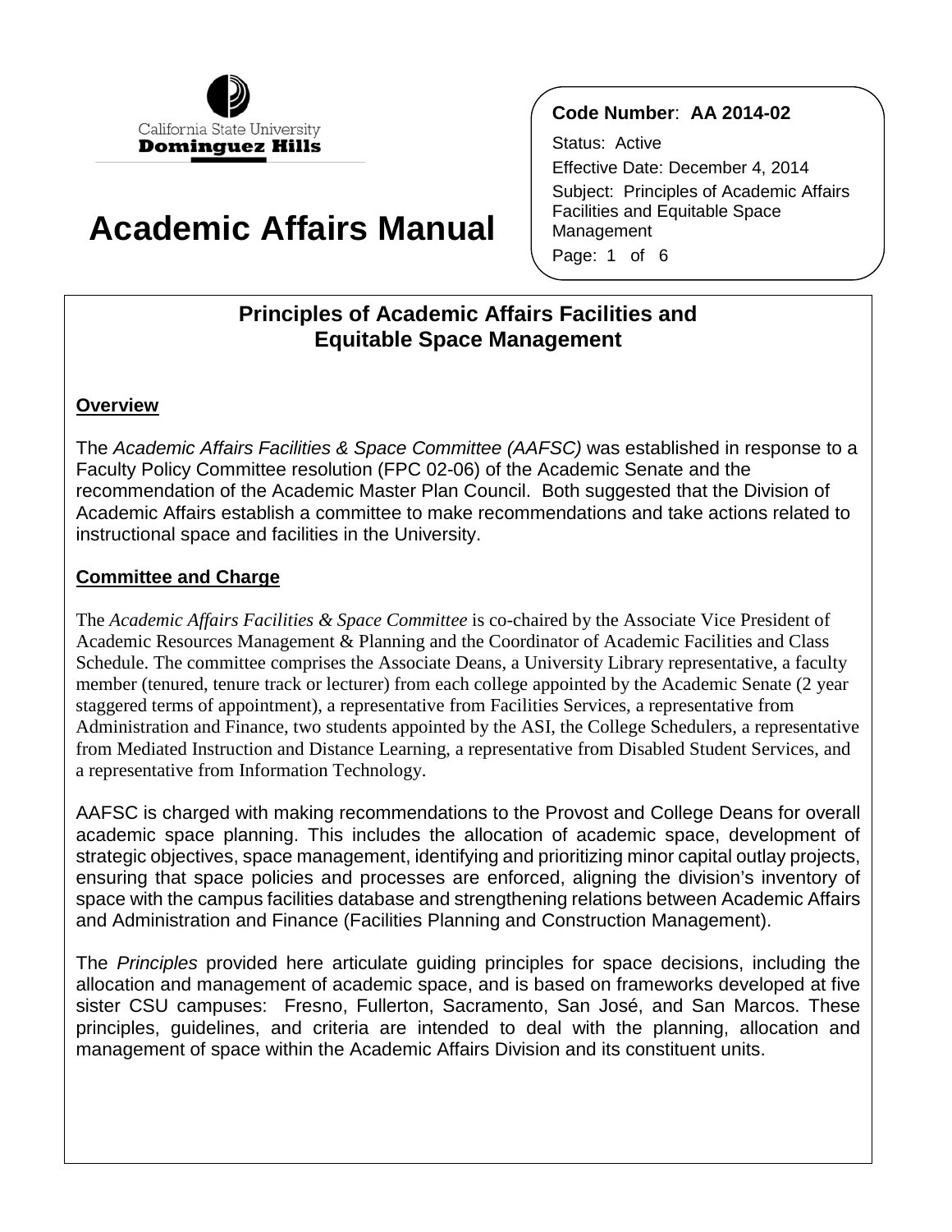California State University
**Dominguez Hills**

# Academic Affairs Manual

**Code Number**: **AA 2014-02**

Status: Active

Effective Date: December 4, 2014

Subject: Principles of Academic Affairs Facilities and Equitable Space Management

## Principles of Academic Affairs Facilities and Equitable Space Management

### Overview

The *Academic Affairs Facilities & Space Committee (AAFSC)* was established in response to a Faculty Policy Committee resolution (FPC 02-06) of the Academic Senate and the recommendation of the Academic Master Plan Council. Both suggested that the Division of Academic Affairs establish a committee to make recommendations and take actions related to instructional space and facilities in the University.

### Committee and Charge

The *Academic Affairs Facilities & Space Committee* is co-chaired by the Associate Vice President of Academic Resources Management & Planning and the Coordinator of Academic Facilities and Class Schedule. The committee comprises the Associate Deans, a University Library representative, a faculty member (tenured, tenure track or lecturer) from each college appointed by the Academic Senate (2 year staggered terms of appointment), a representative from Facilities Services, a representative from Administration and Finance, two students appointed by the ASI, the College Schedulers, a representative from Mediated Instruction and Distance Learning, a representative from Disabled Student Services, and a representative from Information Technology.

AAFSC is charged with making recommendations to the Provost and College Deans for overall academic space planning. This includes the allocation of academic space, development of strategic objectives, space management, identifying and prioritizing minor capital outlay projects, ensuring that space policies and processes are enforced, aligning the division's inventory of space with the campus facilities database and strengthening relations between Academic Affairs and Administration and Finance (Facilities Planning and Construction Management).

The *Principles* provided here articulate guiding principles for space decisions, including the allocation and management of academic space, and is based on frameworks developed at five sister CSU campuses: Fresno, Fullerton, Sacramento, San José, and San Marcos. These principles, guidelines, and criteria are intended to deal with the planning, allocation and management of space within the Academic Affairs Division and its constituent units.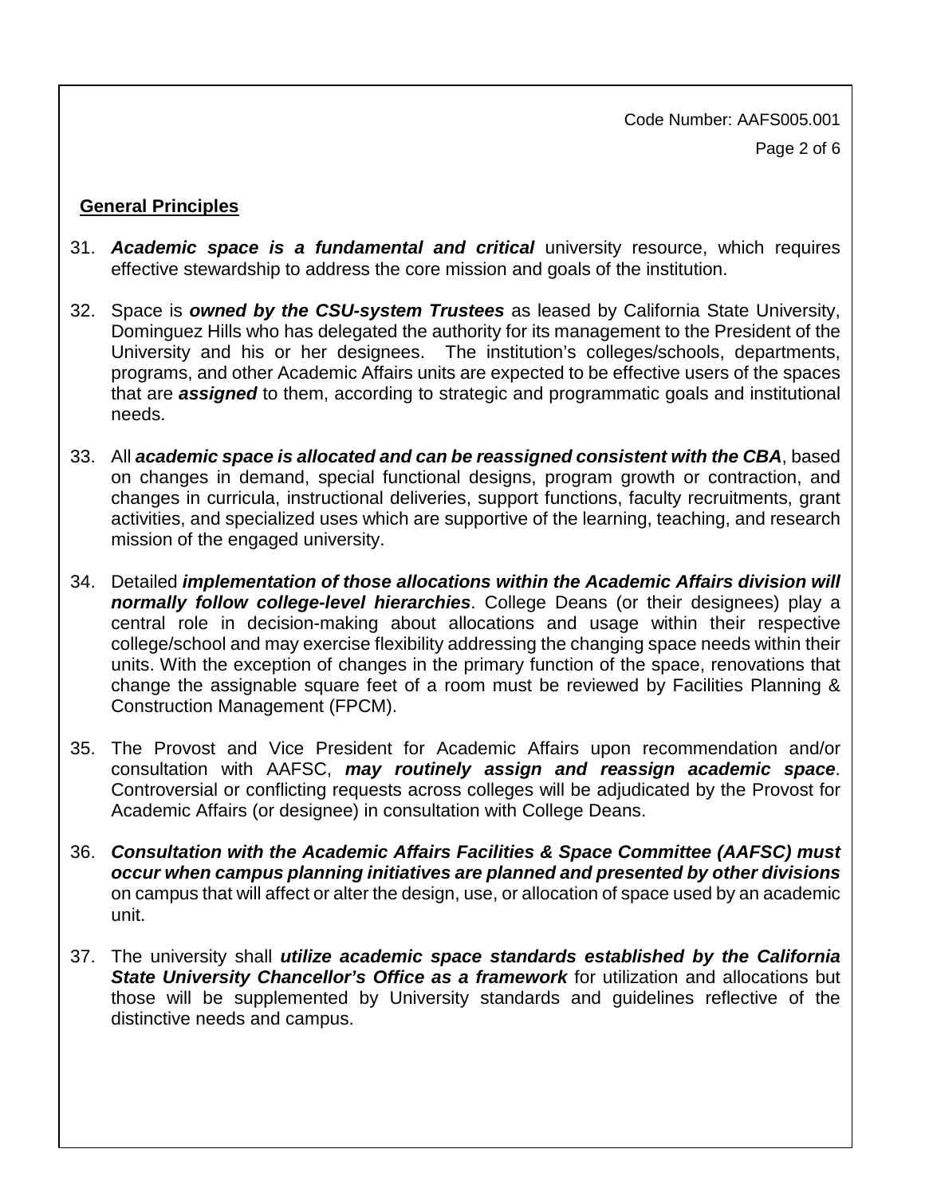## General Principles

31. ***Academic space is a fundamental and critical*** university resource, which requires effective stewardship to address the core mission and goals of the institution.

32. Space is ***owned by the CSU-system Trustees*** as leased by California State University, Dominguez Hills who has delegated the authority for its management to the President of the University and his or her designees. The institution's colleges/schools, departments, programs, and other Academic Affairs units are expected to be effective users of the spaces that are ***assigned*** to them, according to strategic and programmatic goals and institutional needs.

33. All ***academic space is allocated and can be reassigned consistent with the CBA***, based on changes in demand, special functional designs, program growth or contraction, and changes in curricula, instructional deliveries, support functions, faculty recruitments, grant activities, and specialized uses which are supportive of the learning, teaching, and research mission of the engaged university.

34. Detailed ***implementation of those allocations within the Academic Affairs division will normally follow college-level hierarchies***. College Deans (or their designees) play a central role in decision-making about allocations and usage within their respective college/school and may exercise flexibility addressing the changing space needs within their units. With the exception of changes in the primary function of the space, renovations that change the assignable square feet of a room must be reviewed by Facilities Planning & Construction Management (FPCM).

35. The Provost and Vice President for Academic Affairs upon recommendation and/or consultation with AAFSC, ***may routinely assign and reassign academic space***. Controversial or conflicting requests across colleges will be adjudicated by the Provost for Academic Affairs (or designee) in consultation with College Deans.

36. ***Consultation with the Academic Affairs Facilities & Space Committee (AAFSC) must occur when campus planning initiatives are planned and presented by other divisions*** on campus that will affect or alter the design, use, or allocation of space used by an academic unit.

37. The university shall ***utilize academic space standards established by the California State University Chancellor's Office as a framework*** for utilization and allocations but those will be supplemented by University standards and guidelines reflective of the distinctive needs and campus.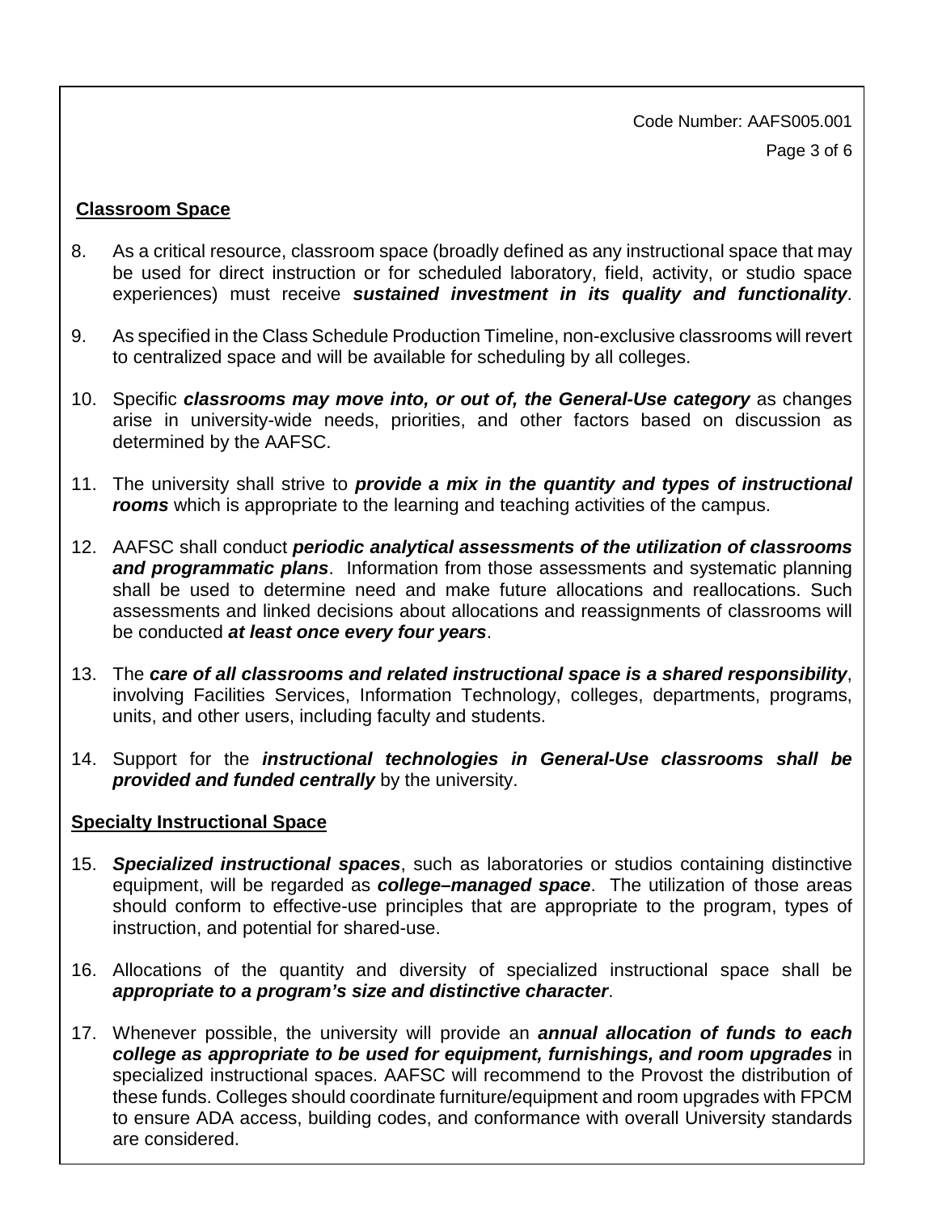**Classroom Space**

8. As a critical resource, classroom space (broadly defined as any instructional space that may be used for direct instruction or for scheduled laboratory, field, activity, or studio space experiences) must receive ***sustained investment in its quality and functionality***.

9. As specified in the Class Schedule Production Timeline, non-exclusive classrooms will revert to centralized space and will be available for scheduling by all colleges.

10. Specific ***classrooms may move into, or out of, the General-Use category*** as changes arise in university-wide needs, priorities, and other factors based on discussion as determined by the AAFSC.

11. The university shall strive to ***provide a mix in the quantity and types of instructional rooms*** which is appropriate to the learning and teaching activities of the campus.

12. AAFSC shall conduct ***periodic analytical assessments of the utilization of classrooms and programmatic plans***. Information from those assessments and systematic planning shall be used to determine need and make future allocations and reallocations. Such assessments and linked decisions about allocations and reassignments of classrooms will be conducted ***at least once every four years***.

13. The ***care of all classrooms and related instructional space is a shared responsibility***, involving Facilities Services, Information Technology, colleges, departments, programs, units, and other users, including faculty and students.

14. Support for the ***instructional technologies in General-Use classrooms shall be provided and funded centrally*** by the university.

**Specialty Instructional Space**

15. ***Specialized instructional spaces***, such as laboratories or studios containing distinctive equipment, will be regarded as ***college–managed space***. The utilization of those areas should conform to effective-use principles that are appropriate to the program, types of instruction, and potential for shared-use.

16. Allocations of the quantity and diversity of specialized instructional space shall be ***appropriate to a program's size and distinctive character***.

17. Whenever possible, the university will provide an ***annual allocation of funds to each college as appropriate to be used for equipment, furnishings, and room upgrades*** in specialized instructional spaces. AAFSC will recommend to the Provost the distribution of these funds. Colleges should coordinate furniture/equipment and room upgrades with FPCM to ensure ADA access, building codes, and conformance with overall University standards are considered.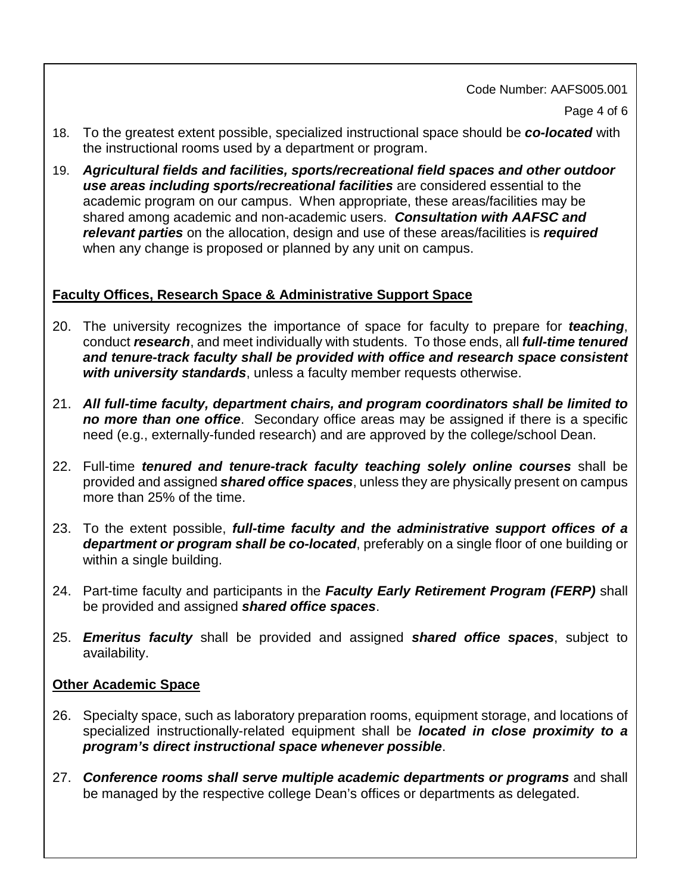18. To the greatest extent possible, specialized instructional space should be ***co-located*** with the instructional rooms used by a department or program.

19. ***Agricultural fields and facilities, sports/recreational field spaces and other outdoor use areas including sports/recreational facilities*** are considered essential to the academic program on our campus. When appropriate, these areas/facilities may be shared among academic and non-academic users. ***Consultation with AAFSC and relevant parties*** on the allocation, design and use of these areas/facilities is ***required*** when any change is proposed or planned by any unit on campus.

## Faculty Offices, Research Space & Administrative Support Space

20. The university recognizes the importance of space for faculty to prepare for ***teaching***, conduct ***research***, and meet individually with students. To those ends, all ***full-time tenured and tenure-track faculty shall be provided with office and research space consistent with university standards***, unless a faculty member requests otherwise.

21. ***All full-time faculty, department chairs, and program coordinators shall be limited to no more than one office***. Secondary office areas may be assigned if there is a specific need (e.g., externally-funded research) and are approved by the college/school Dean.

22. Full-time ***tenured and tenure-track faculty teaching solely online courses*** shall be provided and assigned ***shared office spaces***, unless they are physically present on campus more than 25% of the time.

23. To the extent possible, ***full-time faculty and the administrative support offices of a department or program shall be co-located***, preferably on a single floor of one building or within a single building.

24. Part-time faculty and participants in the ***Faculty Early Retirement Program (FERP)*** shall be provided and assigned ***shared office spaces***.

25. ***Emeritus faculty*** shall be provided and assigned ***shared office spaces***, subject to availability.

## Other Academic Space

26. Specialty space, such as laboratory preparation rooms, equipment storage, and locations of specialized instructionally-related equipment shall be ***located in close proximity to a program's direct instructional space whenever possible***.

27. ***Conference rooms shall serve multiple academic departments or programs*** and shall be managed by the respective college Dean's offices or departments as delegated.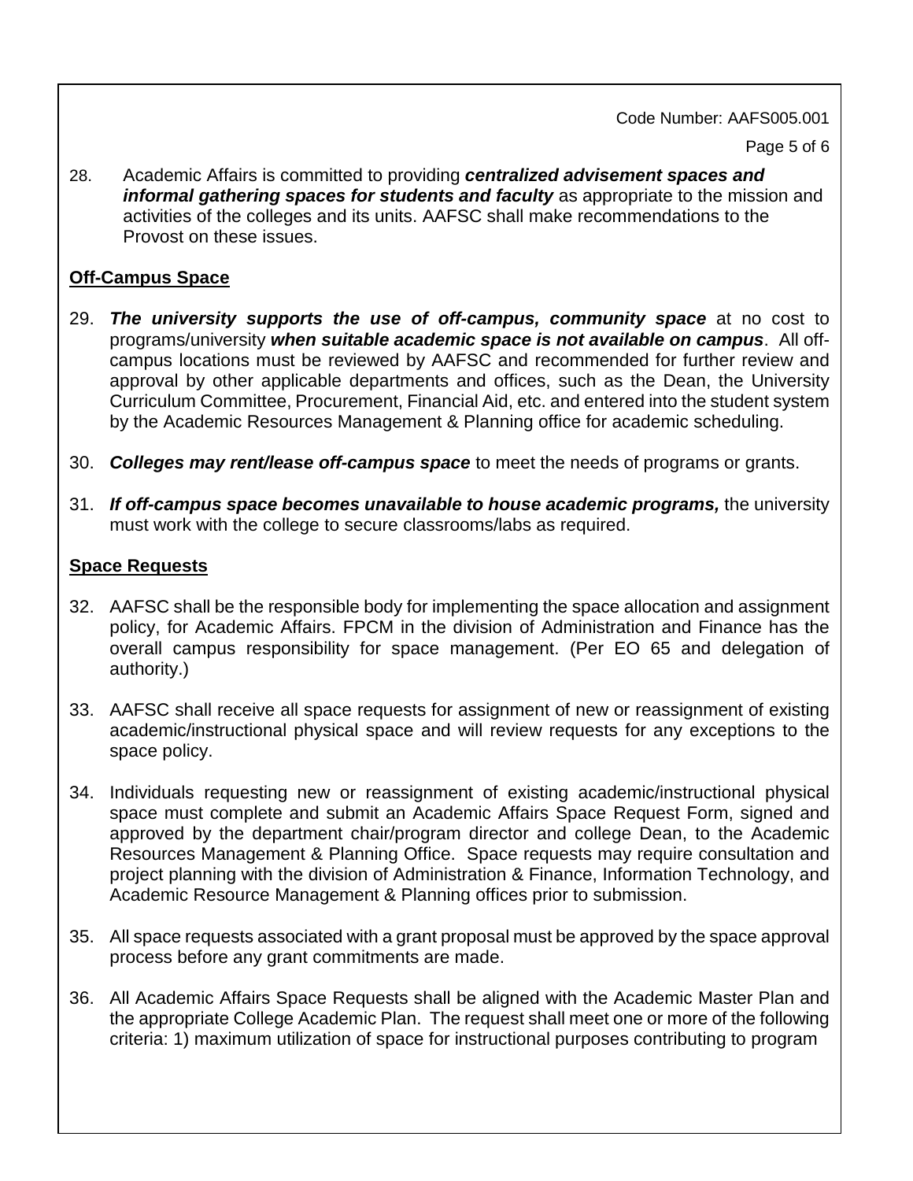28. Academic Affairs is committed to providing ***centralized advisement spaces and informal gathering spaces for students and faculty*** as appropriate to the mission and activities of the colleges and its units. AAFSC shall make recommendations to the Provost on these issues.

**Off-Campus Space**

29. ***The university supports the use of off-campus, community space*** at no cost to programs/university ***when suitable academic space is not available on campus***. All off-campus locations must be reviewed by AAFSC and recommended for further review and approval by other applicable departments and offices, such as the Dean, the University Curriculum Committee, Procurement, Financial Aid, etc. and entered into the student system by the Academic Resources Management & Planning office for academic scheduling.

30. ***Colleges may rent/lease off-campus space*** to meet the needs of programs or grants.

31. ***If off-campus space becomes unavailable to house academic programs,*** the university must work with the college to secure classrooms/labs as required.

**Space Requests**

32. AAFSC shall be the responsible body for implementing the space allocation and assignment policy, for Academic Affairs. FPCM in the division of Administration and Finance has the overall campus responsibility for space management. (Per EO 65 and delegation of authority.)

33. AAFSC shall receive all space requests for assignment of new or reassignment of existing academic/instructional physical space and will review requests for any exceptions to the space policy.

34. Individuals requesting new or reassignment of existing academic/instructional physical space must complete and submit an Academic Affairs Space Request Form, signed and approved by the department chair/program director and college Dean, to the Academic Resources Management & Planning Office. Space requests may require consultation and project planning with the division of Administration & Finance, Information Technology, and Academic Resource Management & Planning offices prior to submission.

35. All space requests associated with a grant proposal must be approved by the space approval process before any grant commitments are made.

36. All Academic Affairs Space Requests shall be aligned with the Academic Master Plan and the appropriate College Academic Plan. The request shall meet one or more of the following criteria: 1) maximum utilization of space for instructional purposes contributing to program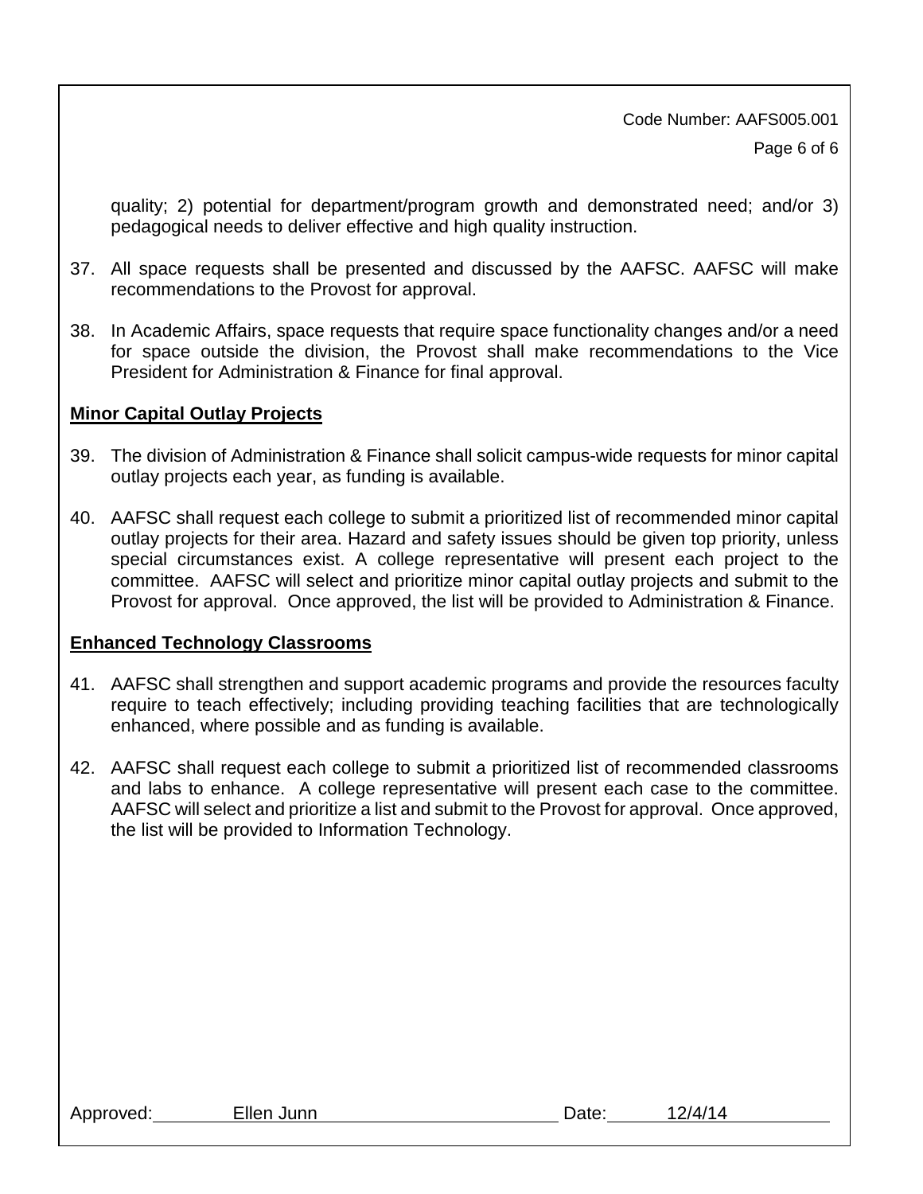quality; 2) potential for department/program growth and demonstrated need; and/or 3) pedagogical needs to deliver effective and high quality instruction.

37. All space requests shall be presented and discussed by the AAFSC. AAFSC will make recommendations to the Provost for approval.

38. In Academic Affairs, space requests that require space functionality changes and/or a need for space outside the division, the Provost shall make recommendations to the Vice President for Administration & Finance for final approval.

**Minor Capital Outlay Projects**

39. The division of Administration & Finance shall solicit campus-wide requests for minor capital outlay projects each year, as funding is available.

40. AAFSC shall request each college to submit a prioritized list of recommended minor capital outlay projects for their area. Hazard and safety issues should be given top priority, unless special circumstances exist. A college representative will present each project to the committee. AAFSC will select and prioritize minor capital outlay projects and submit to the Provost for approval. Once approved, the list will be provided to Administration & Finance.

**Enhanced Technology Classrooms**

41. AAFSC shall strengthen and support academic programs and provide the resources faculty require to teach effectively; including providing teaching facilities that are technologically enhanced, where possible and as funding is available.

42. AAFSC shall request each college to submit a prioritized list of recommended classrooms and labs to enhance. A college representative will present each case to the committee. AAFSC will select and prioritize a list and submit to the Provost for approval. Once approved, the list will be provided to Information Technology.

Approved: Ellen Junn Date: 12/4/14